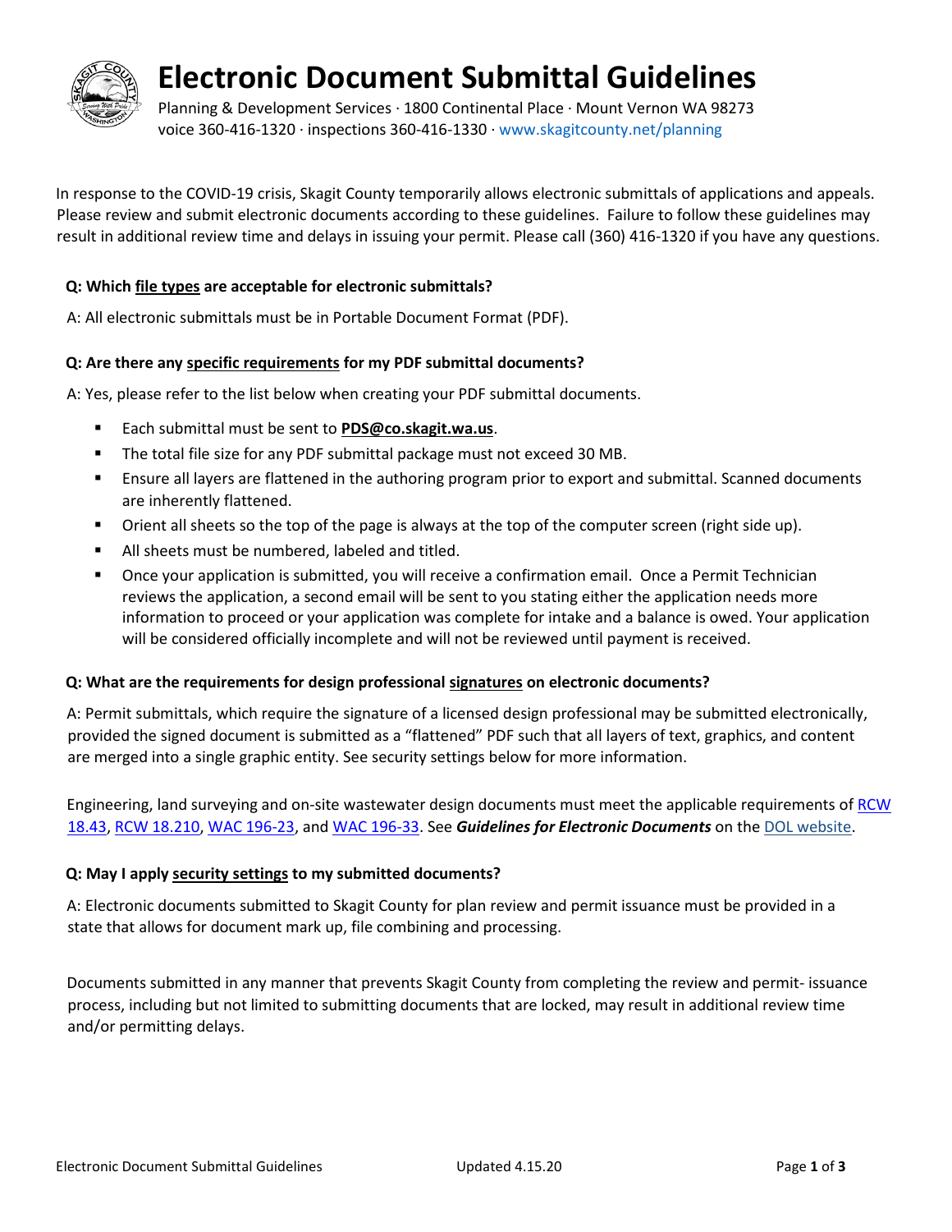# Electronic Document Submittal Guidelines

Planning & Development Services · 1800 Continental Place · Mount Vernon WA 98273
voice 360-416-1320 · inspections 360-416-1330 · www.skagitcounty.net/planning

In response to the COVID-19 crisis, Skagit County temporarily allows electronic submittals of applications and appeals. Please review and submit electronic documents according to these guidelines. Failure to follow these guidelines may result in additional review time and delays in issuing your permit. Please call (360) 416-1320 if you have any questions.

**Q: Which file types are acceptable for electronic submittals?**

A: All electronic submittals must be in Portable Document Format (PDF).

**Q: Are there any specific requirements for my PDF submittal documents?**

A: Yes, please refer to the list below when creating your PDF submittal documents.

- Each submittal must be sent to **PDS@co.skagit.wa.us**.
- The total file size for any PDF submittal package must not exceed 30 MB.
- Ensure all layers are flattened in the authoring program prior to export and submittal. Scanned documents are inherently flattened.
- Orient all sheets so the top of the page is always at the top of the computer screen (right side up).
- All sheets must be numbered, labeled and titled.
- Once your application is submitted, you will receive a confirmation email. Once a Permit Technician reviews the application, a second email will be sent to you stating either the application needs more information to proceed or your application was complete for intake and a balance is owed. Your application will be considered officially incomplete and will not be reviewed until payment is received.

**Q: What are the requirements for design professional signatures on electronic documents?**

A: Permit submittals, which require the signature of a licensed design professional may be submitted electronically, provided the signed document is submitted as a "flattened" PDF such that all layers of text, graphics, and content are merged into a single graphic entity. See security settings below for more information.

Engineering, land surveying and on-site wastewater design documents must meet the applicable requirements of RCW 18.43, RCW 18.210, WAC 196-23, and WAC 196-33. See ***Guidelines for Electronic Documents*** on the DOL website.

**Q: May I apply security settings to my submitted documents?**

A: Electronic documents submitted to Skagit County for plan review and permit issuance must be provided in a state that allows for document mark up, file combining and processing.

Documents submitted in any manner that prevents Skagit County from completing the review and permit- issuance process, including but not limited to submitting documents that are locked, may result in additional review time and/or permitting delays.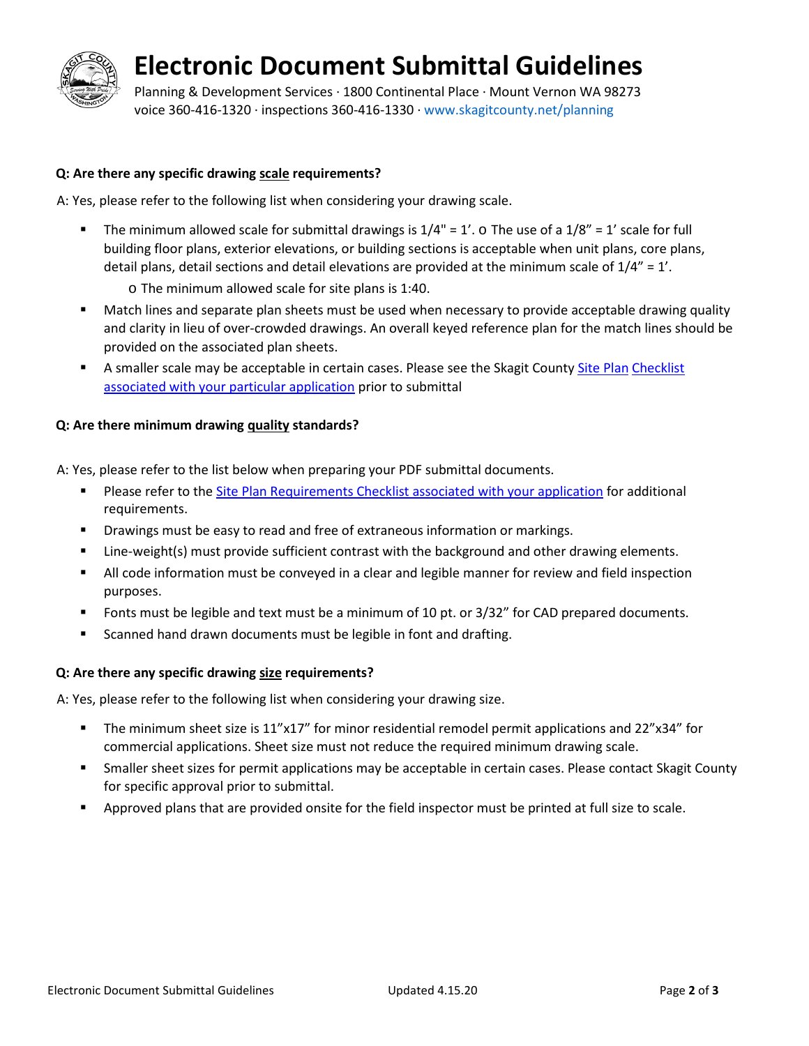# Electronic Document Submittal Guidelines

Planning & Development Services · 1800 Continental Place · Mount Vernon WA 98273
voice 360-416-1320 · inspections 360-416-1330 · www.skagitcounty.net/planning

**Q: Are there any specific drawing scale requirements?**

A: Yes, please refer to the following list when considering your drawing scale.

- The minimum allowed scale for submittal drawings is 1/4" = 1'.
  - The use of a 1/8" = 1' scale for full building floor plans, exterior elevations, or building sections is acceptable when unit plans, core plans, detail plans, detail sections and detail elevations are provided at the minimum scale of 1/4" = 1'.
  - The minimum allowed scale for site plans is 1:40.
- Match lines and separate plan sheets must be used when necessary to provide acceptable drawing quality and clarity in lieu of over-crowded drawings. An overall keyed reference plan for the match lines should be provided on the associated plan sheets.
- A smaller scale may be acceptable in certain cases. Please see the Skagit County Site Plan Checklist associated with your particular application prior to submittal

**Q: Are there minimum drawing quality standards?**

A: Yes, please refer to the list below when preparing your PDF submittal documents.

- Please refer to the Site Plan Requirements Checklist associated with your application for additional requirements.
- Drawings must be easy to read and free of extraneous information or markings.
- Line-weight(s) must provide sufficient contrast with the background and other drawing elements.
- All code information must be conveyed in a clear and legible manner for review and field inspection purposes.
- Fonts must be legible and text must be a minimum of 10 pt. or 3/32" for CAD prepared documents.
- Scanned hand drawn documents must be legible in font and drafting.

**Q: Are there any specific drawing size requirements?**

A: Yes, please refer to the following list when considering your drawing size.

- The minimum sheet size is 11"x17" for minor residential remodel permit applications and 22"x34" for commercial applications. Sheet size must not reduce the required minimum drawing scale.
- Smaller sheet sizes for permit applications may be acceptable in certain cases. Please contact Skagit County for specific approval prior to submittal.
- Approved plans that are provided onsite for the field inspector must be printed at full size to scale.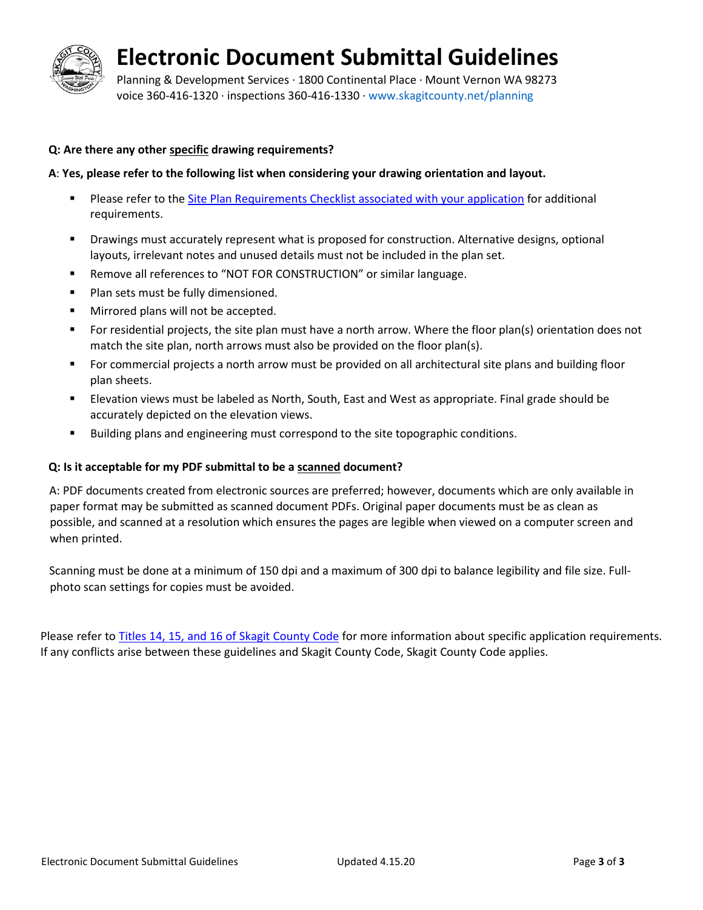# Electronic Document Submittal Guidelines

Planning & Development Services · 1800 Continental Place · Mount Vernon WA 98273
voice 360-416-1320 · inspections 360-416-1330 · www.skagitcounty.net/planning

**Q: Are there any other specific drawing requirements?**

**A: Yes, please refer to the following list when considering your drawing orientation and layout.**

- Please refer to the Site Plan Requirements Checklist associated with your application for additional requirements.
- Drawings must accurately represent what is proposed for construction. Alternative designs, optional layouts, irrelevant notes and unused details must not be included in the plan set.
- Remove all references to "NOT FOR CONSTRUCTION" or similar language.
- Plan sets must be fully dimensioned.
- Mirrored plans will not be accepted.
- For residential projects, the site plan must have a north arrow. Where the floor plan(s) orientation does not match the site plan, north arrows must also be provided on the floor plan(s).
- For commercial projects a north arrow must be provided on all architectural site plans and building floor plan sheets.
- Elevation views must be labeled as North, South, East and West as appropriate. Final grade should be accurately depicted on the elevation views.
- Building plans and engineering must correspond to the site topographic conditions.

**Q: Is it acceptable for my PDF submittal to be a scanned document?**

A: PDF documents created from electronic sources are preferred; however, documents which are only available in paper format may be submitted as scanned document PDFs. Original paper documents must be as clean as possible, and scanned at a resolution which ensures the pages are legible when viewed on a computer screen and when printed.

Scanning must be done at a minimum of 150 dpi and a maximum of 300 dpi to balance legibility and file size. Full-photo scan settings for copies must be avoided.

Please refer to Titles 14, 15, and 16 of Skagit County Code for more information about specific application requirements. If any conflicts arise between these guidelines and Skagit County Code, Skagit County Code applies.